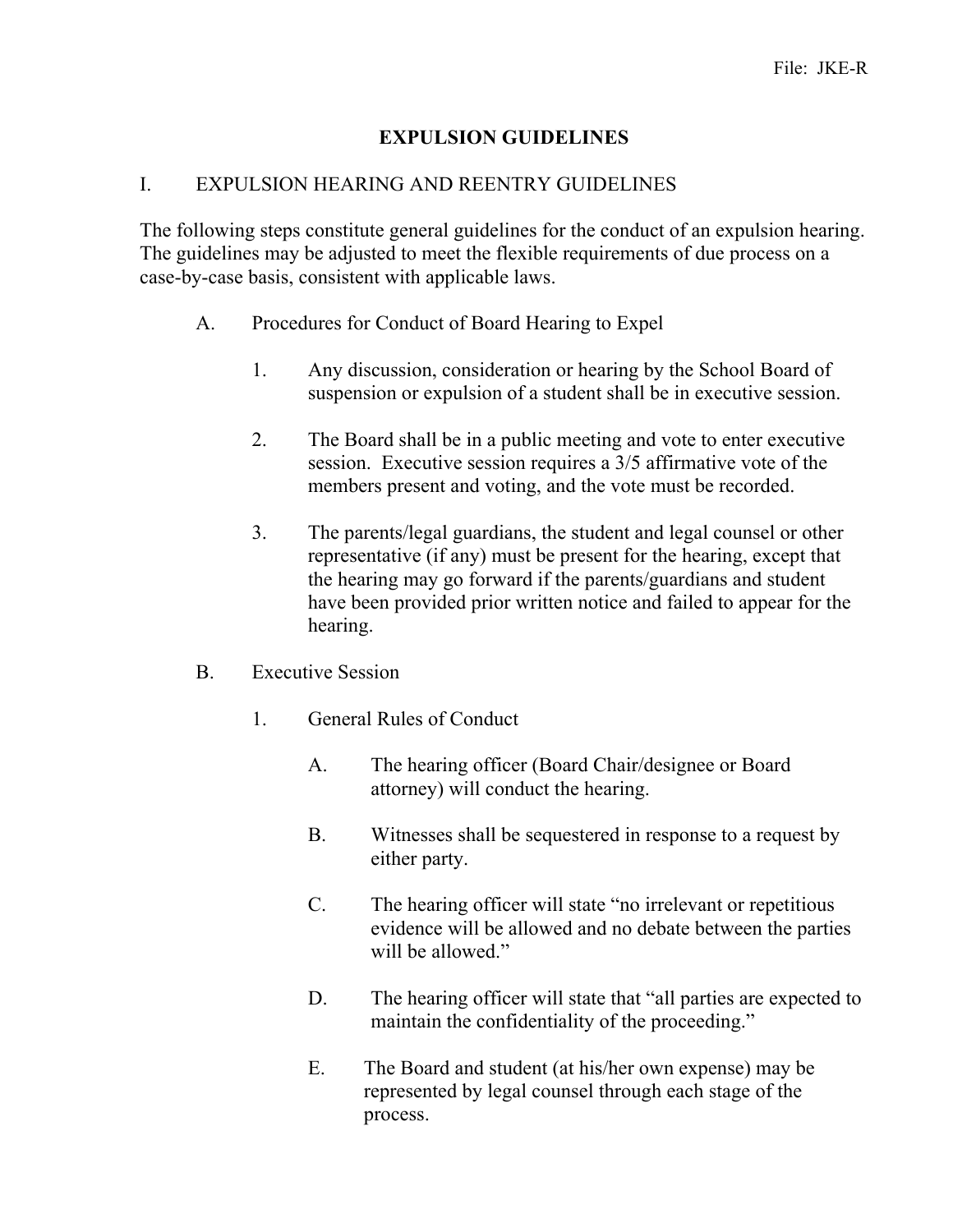# EXPULSION GUIDELINES

## I. EXPULSION HEARING AND REENTRY GUIDELINES

The following steps constitute general guidelines for the conduct of an expulsion hearing. The guidelines may be adjusted to meet the flexible requirements of due process on a case-by-case basis, consistent with applicable laws.

### A. Procedures for Conduct of Board Hearing to Expel

1. Any discussion, consideration or hearing by the School Board of suspension or expulsion of a student shall be in executive session.

2. The Board shall be in a public meeting and vote to enter executive session. Executive session requires a 3/5 affirmative vote of the members present and voting, and the vote must be recorded.

3. The parents/legal guardians, the student and legal counsel or other representative (if any) must be present for the hearing, except that the hearing may go forward if the parents/guardians and student have been provided prior written notice and failed to appear for the hearing.

### B. Executive Session

1. General Rules of Conduct

   A. The hearing officer (Board Chair/designee or Board attorney) will conduct the hearing.

   B. Witnesses shall be sequestered in response to a request by either party.

   C. The hearing officer will state "no irrelevant or repetitious evidence will be allowed and no debate between the parties will be allowed."

   D. The hearing officer will state that "all parties are expected to maintain the confidentiality of the proceeding."

   E. The Board and student (at his/her own expense) may be represented by legal counsel through each stage of the process.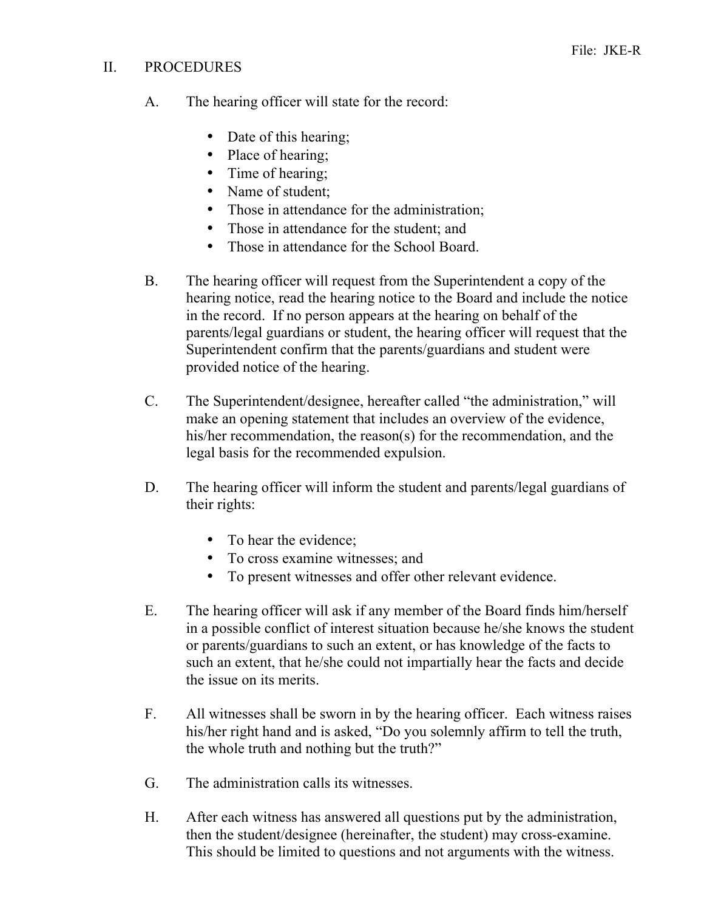## II. PROCEDURES

A. The hearing officer will state for the record:

- Date of this hearing;
- Place of hearing;
- Time of hearing;
- Name of student;
- Those in attendance for the administration;
- Those in attendance for the student; and
- Those in attendance for the School Board.

B. The hearing officer will request from the Superintendent a copy of the hearing notice, read the hearing notice to the Board and include the notice in the record. If no person appears at the hearing on behalf of the parents/legal guardians or student, the hearing officer will request that the Superintendent confirm that the parents/guardians and student were provided notice of the hearing.

C. The Superintendent/designee, hereafter called "the administration," will make an opening statement that includes an overview of the evidence, his/her recommendation, the reason(s) for the recommendation, and the legal basis for the recommended expulsion.

D. The hearing officer will inform the student and parents/legal guardians of their rights:

- To hear the evidence;
- To cross examine witnesses; and
- To present witnesses and offer other relevant evidence.

E. The hearing officer will ask if any member of the Board finds him/herself in a possible conflict of interest situation because he/she knows the student or parents/guardians to such an extent, or has knowledge of the facts to such an extent, that he/she could not impartially hear the facts and decide the issue on its merits.

F. All witnesses shall be sworn in by the hearing officer. Each witness raises his/her right hand and is asked, "Do you solemnly affirm to tell the truth, the whole truth and nothing but the truth?"

G. The administration calls its witnesses.

H. After each witness has answered all questions put by the administration, then the student/designee (hereinafter, the student) may cross-examine. This should be limited to questions and not arguments with the witness.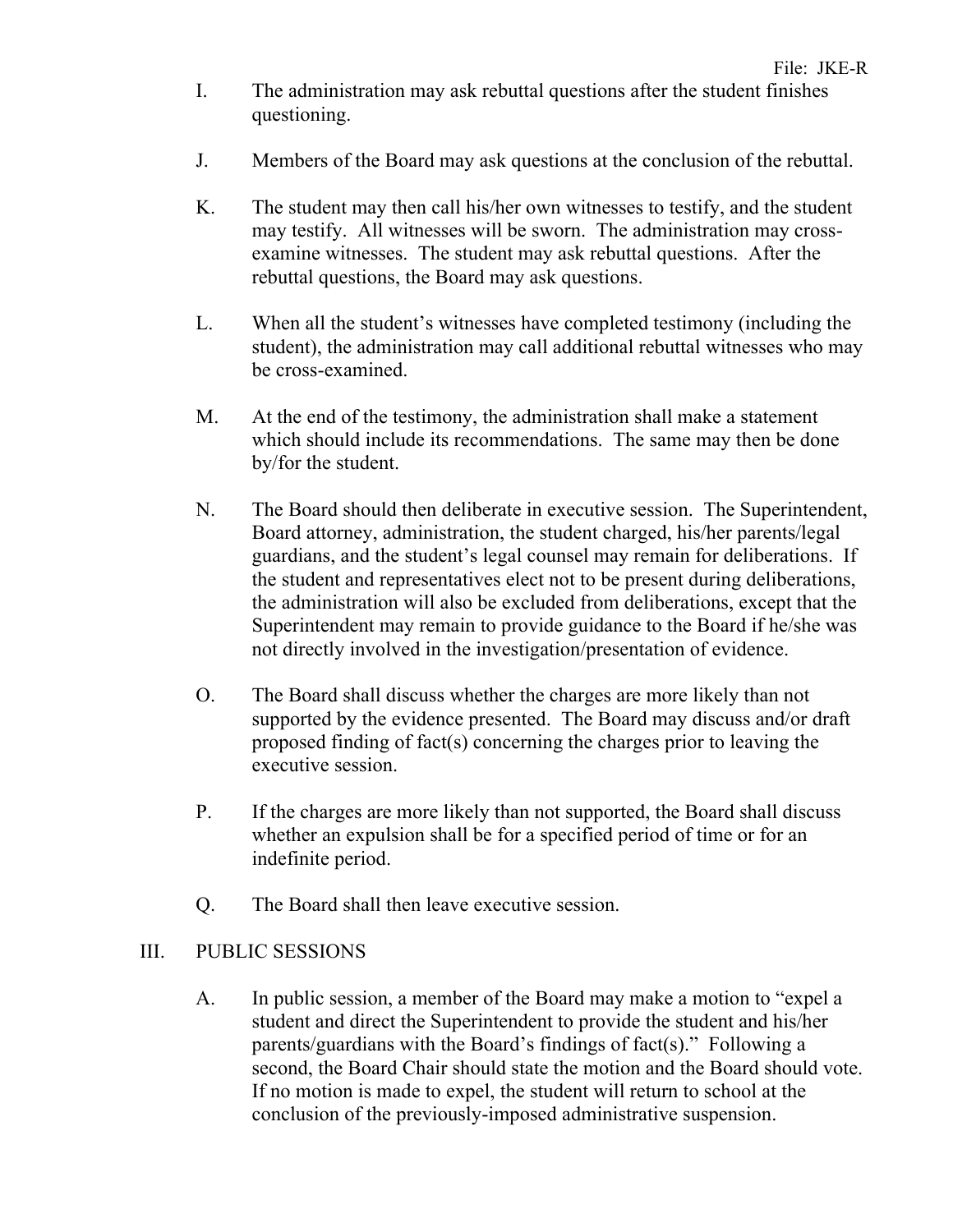I. The administration may ask rebuttal questions after the student finishes questioning.

J. Members of the Board may ask questions at the conclusion of the rebuttal.

K. The student may then call his/her own witnesses to testify, and the student may testify. All witnesses will be sworn. The administration may cross-examine witnesses. The student may ask rebuttal questions. After the rebuttal questions, the Board may ask questions.

L. When all the student's witnesses have completed testimony (including the student), the administration may call additional rebuttal witnesses who may be cross-examined.

M. At the end of the testimony, the administration shall make a statement which should include its recommendations. The same may then be done by/for the student.

N. The Board should then deliberate in executive session. The Superintendent, Board attorney, administration, the student charged, his/her parents/legal guardians, and the student's legal counsel may remain for deliberations. If the student and representatives elect not to be present during deliberations, the administration will also be excluded from deliberations, except that the Superintendent may remain to provide guidance to the Board if he/she was not directly involved in the investigation/presentation of evidence.

O. The Board shall discuss whether the charges are more likely than not supported by the evidence presented. The Board may discuss and/or draft proposed finding of fact(s) concerning the charges prior to leaving the executive session.

P. If the charges are more likely than not supported, the Board shall discuss whether an expulsion shall be for a specified period of time or for an indefinite period.

Q. The Board shall then leave executive session.

## III. PUBLIC SESSIONS

A. In public session, a member of the Board may make a motion to "expel a student and direct the Superintendent to provide the student and his/her parents/guardians with the Board's findings of fact(s)." Following a second, the Board Chair should state the motion and the Board should vote. If no motion is made to expel, the student will return to school at the conclusion of the previously-imposed administrative suspension.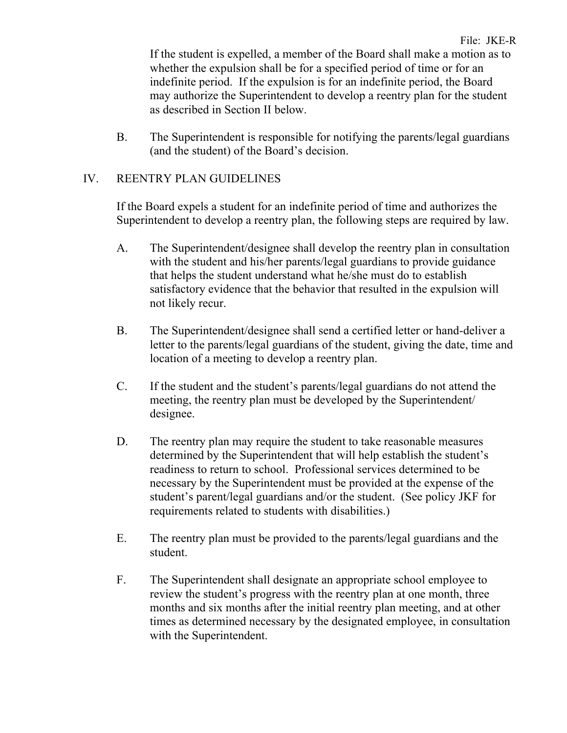If the student is expelled, a member of the Board shall make a motion as to whether the expulsion shall be for a specified period of time or for an indefinite period. If the expulsion is for an indefinite period, the Board may authorize the Superintendent to develop a reentry plan for the student as described in Section II below.

B. The Superintendent is responsible for notifying the parents/legal guardians (and the student) of the Board's decision.

## IV. REENTRY PLAN GUIDELINES

If the Board expels a student for an indefinite period of time and authorizes the Superintendent to develop a reentry plan, the following steps are required by law.

A. The Superintendent/designee shall develop the reentry plan in consultation with the student and his/her parents/legal guardians to provide guidance that helps the student understand what he/she must do to establish satisfactory evidence that the behavior that resulted in the expulsion will not likely recur.

B. The Superintendent/designee shall send a certified letter or hand-deliver a letter to the parents/legal guardians of the student, giving the date, time and location of a meeting to develop a reentry plan.

C. If the student and the student's parents/legal guardians do not attend the meeting, the reentry plan must be developed by the Superintendent/ designee.

D. The reentry plan may require the student to take reasonable measures determined by the Superintendent that will help establish the student's readiness to return to school. Professional services determined to be necessary by the Superintendent must be provided at the expense of the student's parent/legal guardians and/or the student. (See policy JKF for requirements related to students with disabilities.)

E. The reentry plan must be provided to the parents/legal guardians and the student.

F. The Superintendent shall designate an appropriate school employee to review the student's progress with the reentry plan at one month, three months and six months after the initial reentry plan meeting, and at other times as determined necessary by the designated employee, in consultation with the Superintendent.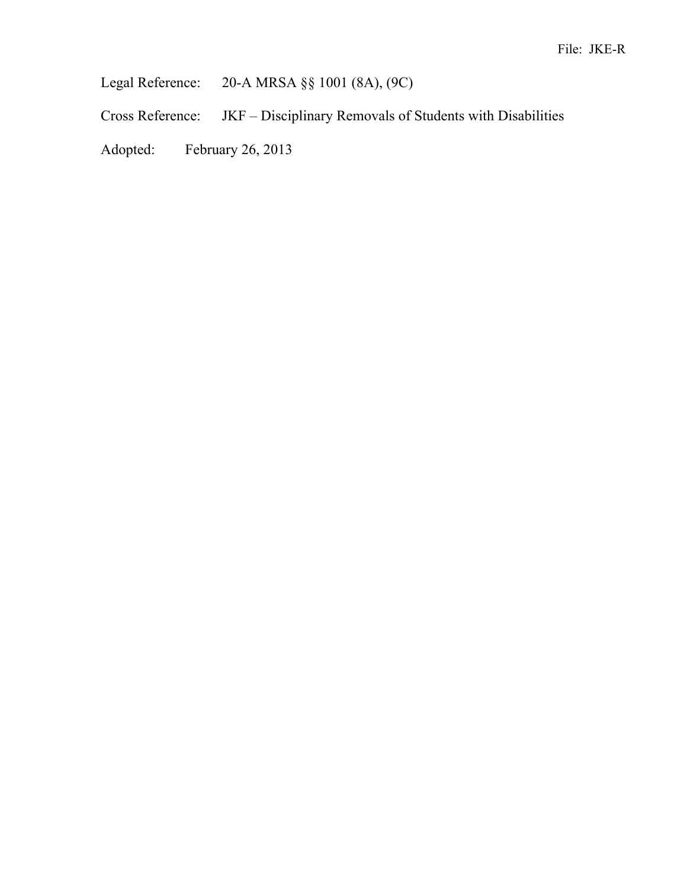Legal Reference: 20-A MRSA §§ 1001 (8A), (9C)

Cross Reference: JKF – Disciplinary Removals of Students with Disabilities

Adopted: February 26, 2013